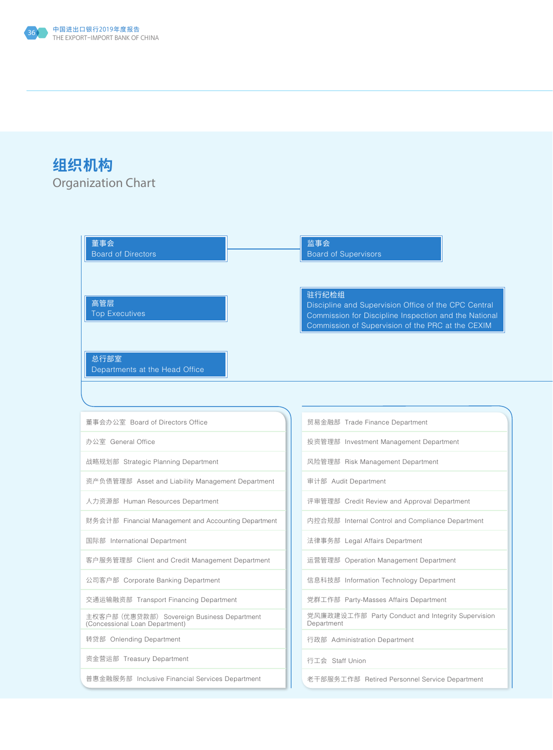# 组织机构
## Organization Chart

董事会
Board of Directors

监事会
Board of Supervisors

高管层
Top Executives

驻行纪检组
Discipline and Supervision Office of the CPC Central Commission for Discipline Inspection and the National Commission of Supervision of the PRC at the CEXIM

总行部室
Departments at the Head Office

- 董事会办公室 Board of Directors Office
- 办公室 General Office
- 战略规划部 Strategic Planning Department
- 资产负债管理部 Asset and Liability Management Department
- 人力资源部 Human Resources Department
- 财务会计部 Financial Management and Accounting Department
- 国际部 International Department
- 客户服务管理部 Client and Credit Management Department
- 公司客户部 Corporate Banking Department
- 交通运输融资部 Transport Financing Department
- 主权客户部（优惠贷款部） Sovereign Business Department (Concessional Loan Department)
- 转贷部 Onlending Department
- 资金营运部 Treasury Department
- 普惠金融服务部 Inclusive Financial Services Department
- 贸易金融部 Trade Finance Department
- 投资管理部 Investment Management Department
- 风险管理部 Risk Management Department
- 审计部 Audit Department
- 评审管理部 Credit Review and Approval Department
- 内控合规部 Internal Control and Compliance Department
- 法律事务部 Legal Affairs Department
- 运营管理部 Operation Management Department
- 信息科技部 Information Technology Department
- 党群工作部 Party-Masses Affairs Department
- 党风廉政建设工作部 Party Conduct and Integrity Supervision Department
- 行政部 Administration Department
- 行工会 Staff Union
- 老干部服务工作部 Retired Personnel Service Department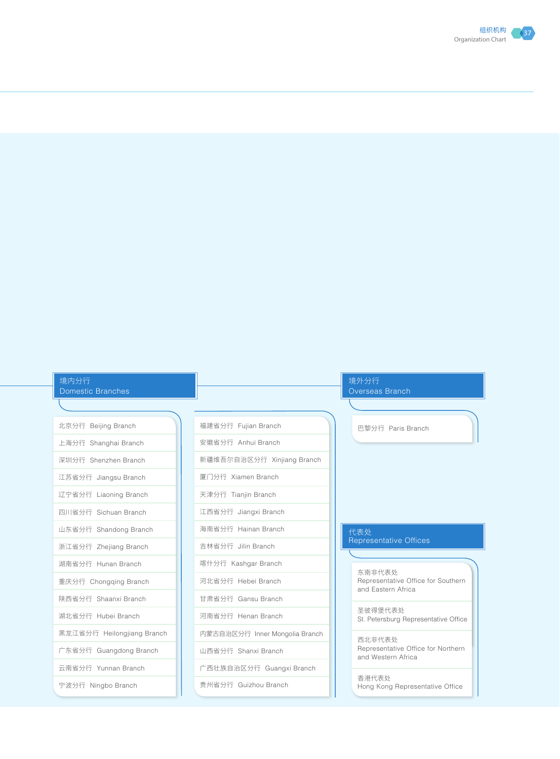## 境内分行 Domestic Branches

- 北京分行 Beijing Branch
- 上海分行 Shanghai Branch
- 深圳分行 Shenzhen Branch
- 江苏省分行 Jiangsu Branch
- 辽宁省分行 Liaoning Branch
- 四川省分行 Sichuan Branch
- 山东省分行 Shandong Branch
- 浙江省分行 Zhejiang Branch
- 湖南省分行 Hunan Branch
- 重庆分行 Chongqing Branch
- 陕西省分行 Shaanxi Branch
- 湖北省分行 Hubei Branch
- 黑龙江省分行 Heilongjiang Branch
- 广东省分行 Guangdong Branch
- 云南省分行 Yunnan Branch
- 宁波分行 Ningbo Branch
- 福建省分行 Fujian Branch
- 安徽省分行 Anhui Branch
- 新疆维吾尔自治区分行 Xinjiang Branch
- 厦门分行 Xiamen Branch
- 天津分行 Tianjin Branch
- 江西省分行 Jiangxi Branch
- 海南省分行 Hainan Branch
- 吉林省分行 Jilin Branch
- 喀什分行 Kashgar Branch
- 河北省分行 Hebei Branch
- 甘肃省分行 Gansu Branch
- 河南省分行 Henan Branch
- 内蒙古自治区分行 Inner Mongolia Branch
- 山西省分行 Shanxi Branch
- 广西壮族自治区分行 Guangxi Branch
- 贵州省分行 Guizhou Branch

## 境外分行 Overseas Branch

- 巴黎分行 Paris Branch

## 代表处 Representative Offices

- 东南非代表处 Representative Office for Southern and Eastern Africa
- 圣彼得堡代表处 St. Petersburg Representative Office
- 西北非代表处 Representative Office for Northern and Western Africa
- 香港代表处 Hong Kong Representative Office